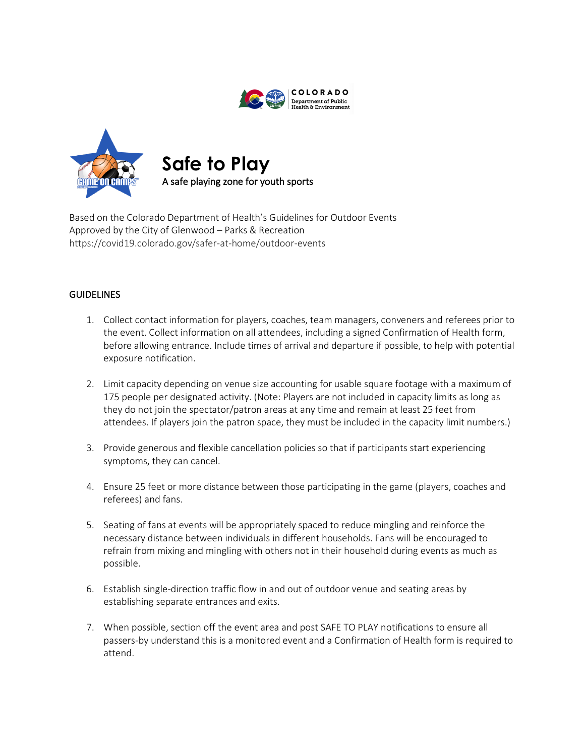# Safe to Play

A safe playing zone for youth sports

Based on the Colorado Department of Health's Guidelines for Outdoor Events
Approved by the City of Glenwood – Parks & Recreation
https://covid19.colorado.gov/safer-at-home/outdoor-events

## GUIDELINES

1. Collect contact information for players, coaches, team managers, conveners and referees prior to the event. Collect information on all attendees, including a signed Confirmation of Health form, before allowing entrance. Include times of arrival and departure if possible, to help with potential exposure notification.

2. Limit capacity depending on venue size accounting for usable square footage with a maximum of 175 people per designated activity. (Note: Players are not included in capacity limits as long as they do not join the spectator/patron areas at any time and remain at least 25 feet from attendees. If players join the patron space, they must be included in the capacity limit numbers.)

3. Provide generous and flexible cancellation policies so that if participants start experiencing symptoms, they can cancel.

4. Ensure 25 feet or more distance between those participating in the game (players, coaches and referees) and fans.

5. Seating of fans at events will be appropriately spaced to reduce mingling and reinforce the necessary distance between individuals in different households. Fans will be encouraged to refrain from mixing and mingling with others not in their household during events as much as possible.

6. Establish single-direction traffic flow in and out of outdoor venue and seating areas by establishing separate entrances and exits.

7. When possible, section off the event area and post SAFE TO PLAY notifications to ensure all passers-by understand this is a monitored event and a Confirmation of Health form is required to attend.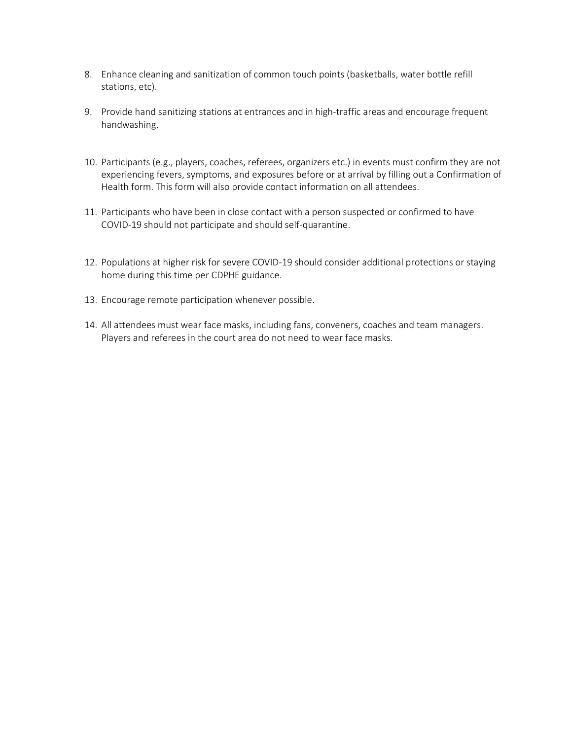8. Enhance cleaning and sanitization of common touch points (basketballs, water bottle refill stations, etc).

9. Provide hand sanitizing stations at entrances and in high-traffic areas and encourage frequent handwashing.

10. Participants (e.g., players, coaches, referees, organizers etc.) in events must confirm they are not experiencing fevers, symptoms, and exposures before or at arrival by filling out a Confirmation of Health form. This form will also provide contact information on all attendees.

11. Participants who have been in close contact with a person suspected or confirmed to have COVID-19 should not participate and should self-quarantine.

12. Populations at higher risk for severe COVID-19 should consider additional protections or staying home during this time per CDPHE guidance.

13. Encourage remote participation whenever possible.

14. All attendees must wear face masks, including fans, conveners, coaches and team managers. Players and referees in the court area do not need to wear face masks.